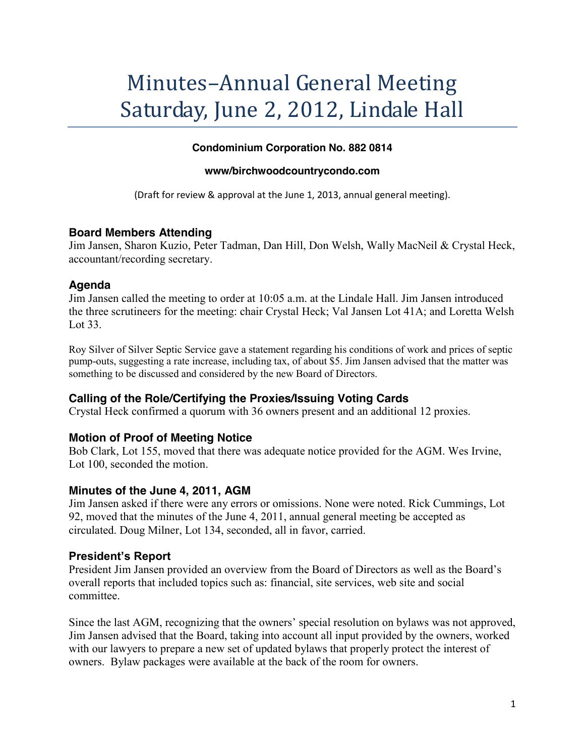# Minutes–Annual General Meeting Saturday, June 2, 2012, Lindale Hall

**Condominium Corporation No. 882 0814**

**www/birchwoodcountrycondo.com**

(Draft for review & approval at the June 1, 2013, annual general meeting).

### Board Members Attending

Jim Jansen, Sharon Kuzio, Peter Tadman, Dan Hill, Don Welsh, Wally MacNeil & Crystal Heck, accountant/recording secretary.

### Agenda

Jim Jansen called the meeting to order at 10:05 a.m. at the Lindale Hall. Jim Jansen introduced the three scrutineers for the meeting: chair Crystal Heck; Val Jansen Lot 41A; and Loretta Welsh Lot 33.

Roy Silver of Silver Septic Service gave a statement regarding his conditions of work and prices of septic pump-outs, suggesting a rate increase, including tax, of about $5. Jim Jansen advised that the matter was something to be discussed and considered by the new Board of Directors.

### Calling of the Role/Certifying the Proxies/Issuing Voting Cards

Crystal Heck confirmed a quorum with 36 owners present and an additional 12 proxies.

### Motion of Proof of Meeting Notice

Bob Clark, Lot 155, moved that there was adequate notice provided for the AGM. Wes Irvine, Lot 100, seconded the motion.

### Minutes of the June 4, 2011, AGM

Jim Jansen asked if there were any errors or omissions. None were noted. Rick Cummings, Lot 92, moved that the minutes of the June 4, 2011, annual general meeting be accepted as circulated. Doug Milner, Lot 134, seconded, all in favor, carried.

### President's Report

President Jim Jansen provided an overview from the Board of Directors as well as the Board's overall reports that included topics such as: financial, site services, web site and social committee.

Since the last AGM, recognizing that the owners' special resolution on bylaws was not approved, Jim Jansen advised that the Board, taking into account all input provided by the owners, worked with our lawyers to prepare a new set of updated bylaws that properly protect the interest of owners. Bylaw packages were available at the back of the room for owners.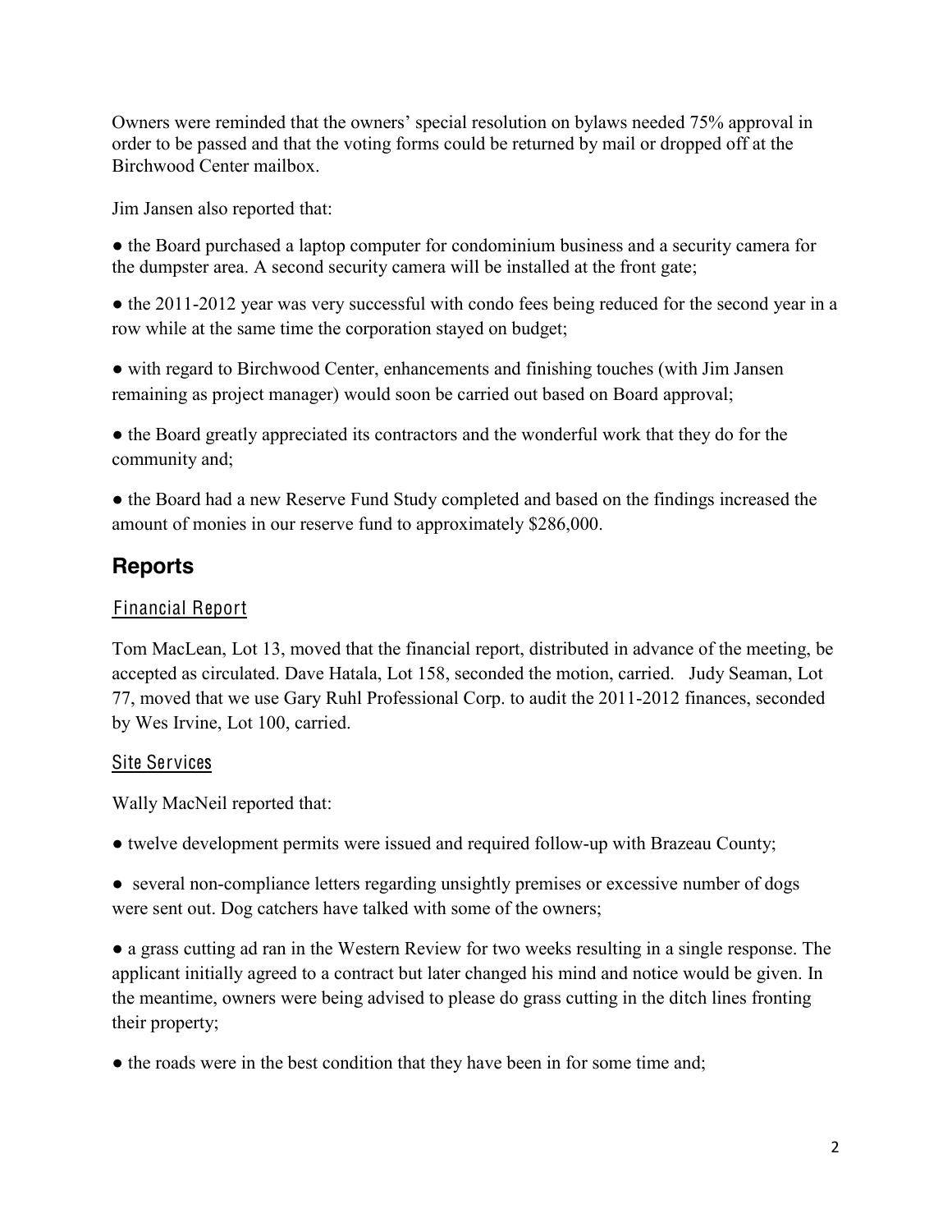Owners were reminded that the owners' special resolution on bylaws needed 75% approval in order to be passed and that the voting forms could be returned by mail or dropped off at the Birchwood Center mailbox.

Jim Jansen also reported that:

● the Board purchased a laptop computer for condominium business and a security camera for the dumpster area. A second security camera will be installed at the front gate;

● the 2011-2012 year was very successful with condo fees being reduced for the second year in a row while at the same time the corporation stayed on budget;

● with regard to Birchwood Center, enhancements and finishing touches (with Jim Jansen remaining as project manager) would soon be carried out based on Board approval;

● the Board greatly appreciated its contractors and the wonderful work that they do for the community and;

● the Board had a new Reserve Fund Study completed and based on the findings increased the amount of monies in our reserve fund to approximately $286,000.

## Reports

### Financial Report

Tom MacLean, Lot 13, moved that the financial report, distributed in advance of the meeting, be accepted as circulated. Dave Hatala, Lot 158, seconded the motion, carried. Judy Seaman, Lot 77, moved that we use Gary Ruhl Professional Corp. to audit the 2011-2012 finances, seconded by Wes Irvine, Lot 100, carried.

### Site Services

Wally MacNeil reported that:

● twelve development permits were issued and required follow-up with Brazeau County;

● several non-compliance letters regarding unsightly premises or excessive number of dogs were sent out. Dog catchers have talked with some of the owners;

● a grass cutting ad ran in the Western Review for two weeks resulting in a single response. The applicant initially agreed to a contract but later changed his mind and notice would be given. In the meantime, owners were being advised to please do grass cutting in the ditch lines fronting their property;

● the roads were in the best condition that they have been in for some time and;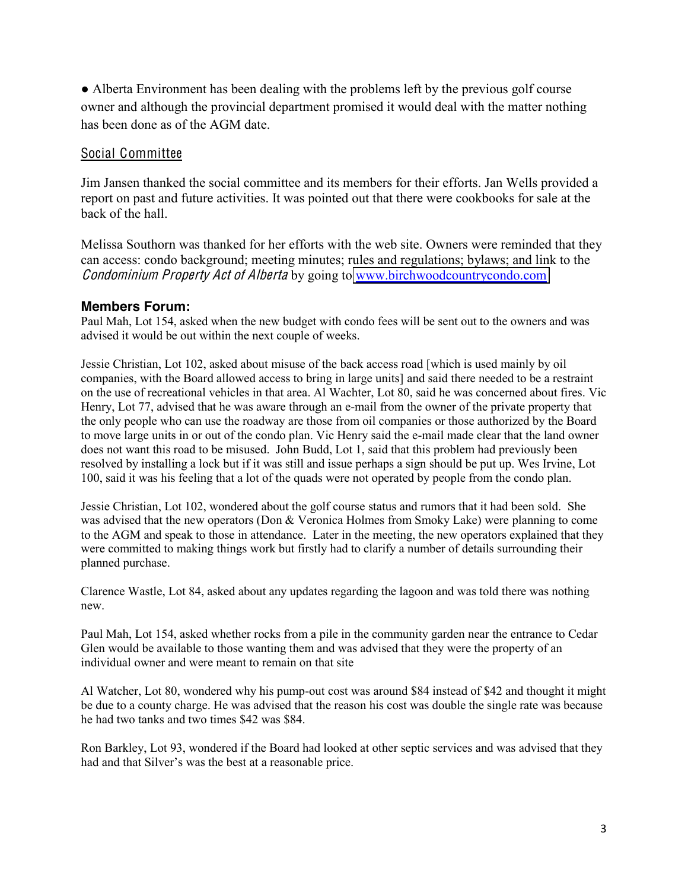● Alberta Environment has been dealing with the problems left by the previous golf course owner and although the provincial department promised it would deal with the matter nothing has been done as of the AGM date.

## Social Committee

Jim Jansen thanked the social committee and its members for their efforts. Jan Wells provided a report on past and future activities. It was pointed out that there were cookbooks for sale at the back of the hall.

Melissa Southorn was thanked for her efforts with the web site. Owners were reminded that they can access: condo background; meeting minutes; rules and regulations; bylaws; and link to the *Condominium Property Act of Alberta* by going to [www.birchwoodcountrycondo.com](http://www.birchwoodcountrycondo.com)

### Members Forum:

Paul Mah, Lot 154, asked when the new budget with condo fees will be sent out to the owners and was advised it would be out within the next couple of weeks.

Jessie Christian, Lot 102, asked about misuse of the back access road [which is used mainly by oil companies, with the Board allowed access to bring in large units] and said there needed to be a restraint on the use of recreational vehicles in that area. Al Wachter, Lot 80, said he was concerned about fires. Vic Henry, Lot 77, advised that he was aware through an e-mail from the owner of the private property that the only people who can use the roadway are those from oil companies or those authorized by the Board to move large units in or out of the condo plan. Vic Henry said the e-mail made clear that the land owner does not want this road to be misused. John Budd, Lot 1, said that this problem had previously been resolved by installing a lock but if it was still and issue perhaps a sign should be put up. Wes Irvine, Lot 100, said it was his feeling that a lot of the quads were not operated by people from the condo plan.

Jessie Christian, Lot 102, wondered about the golf course status and rumors that it had been sold. She was advised that the new operators (Don & Veronica Holmes from Smoky Lake) were planning to come to the AGM and speak to those in attendance. Later in the meeting, the new operators explained that they were committed to making things work but firstly had to clarify a number of details surrounding their planned purchase.

Clarence Wastle, Lot 84, asked about any updates regarding the lagoon and was told there was nothing new.

Paul Mah, Lot 154, asked whether rocks from a pile in the community garden near the entrance to Cedar Glen would be available to those wanting them and was advised that they were the property of an individual owner and were meant to remain on that site

Al Watcher, Lot 80, wondered why his pump-out cost was around $84 instead of $42 and thought it might be due to a county charge. He was advised that the reason his cost was double the single rate was because he had two tanks and two times $42 was $84.

Ron Barkley, Lot 93, wondered if the Board had looked at other septic services and was advised that they had and that Silver's was the best at a reasonable price.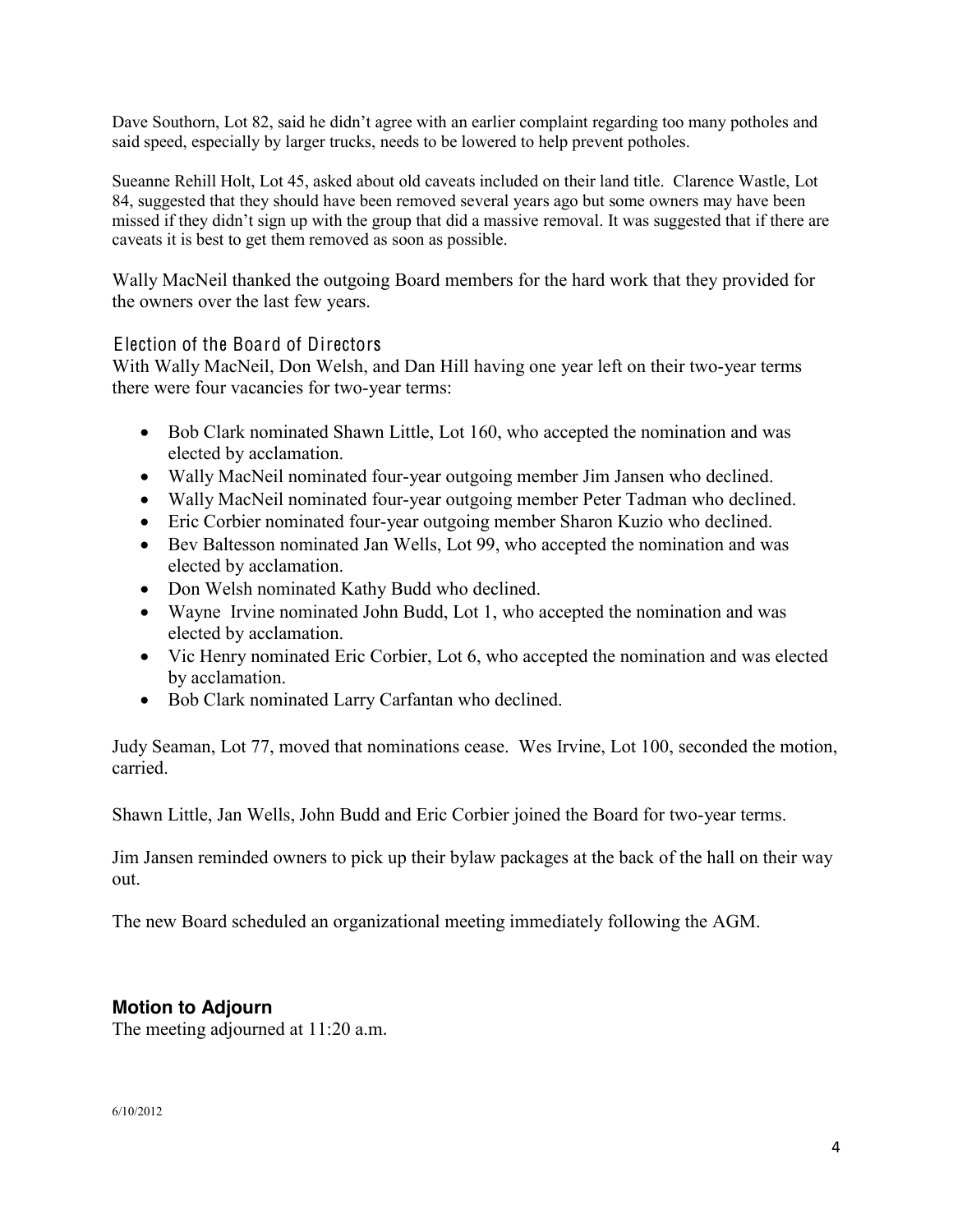Dave Southorn, Lot 82, said he didn't agree with an earlier complaint regarding too many potholes and said speed, especially by larger trucks, needs to be lowered to help prevent potholes.

Sueanne Rehill Holt, Lot 45, asked about old caveats included on their land title. Clarence Wastle, Lot 84, suggested that they should have been removed several years ago but some owners may have been missed if they didn't sign up with the group that did a massive removal. It was suggested that if there are caveats it is best to get them removed as soon as possible.

Wally MacNeil thanked the outgoing Board members for the hard work that they provided for the owners over the last few years.

### Election of the Board of Directors

With Wally MacNeil, Don Welsh, and Dan Hill having one year left on their two-year terms there were four vacancies for two-year terms:

- Bob Clark nominated Shawn Little, Lot 160, who accepted the nomination and was elected by acclamation.
- Wally MacNeil nominated four-year outgoing member Jim Jansen who declined.
- Wally MacNeil nominated four-year outgoing member Peter Tadman who declined.
- Eric Corbier nominated four-year outgoing member Sharon Kuzio who declined.
- Bev Baltesson nominated Jan Wells, Lot 99, who accepted the nomination and was elected by acclamation.
- Don Welsh nominated Kathy Budd who declined.
- Wayne Irvine nominated John Budd, Lot 1, who accepted the nomination and was elected by acclamation.
- Vic Henry nominated Eric Corbier, Lot 6, who accepted the nomination and was elected by acclamation.
- Bob Clark nominated Larry Carfantan who declined.

Judy Seaman, Lot 77, moved that nominations cease. Wes Irvine, Lot 100, seconded the motion, carried.

Shawn Little, Jan Wells, John Budd and Eric Corbier joined the Board for two-year terms.

Jim Jansen reminded owners to pick up their bylaw packages at the back of the hall on their way out.

The new Board scheduled an organizational meeting immediately following the AGM.

## Motion to Adjourn

The meeting adjourned at 11:20 a.m.

6/10/2012